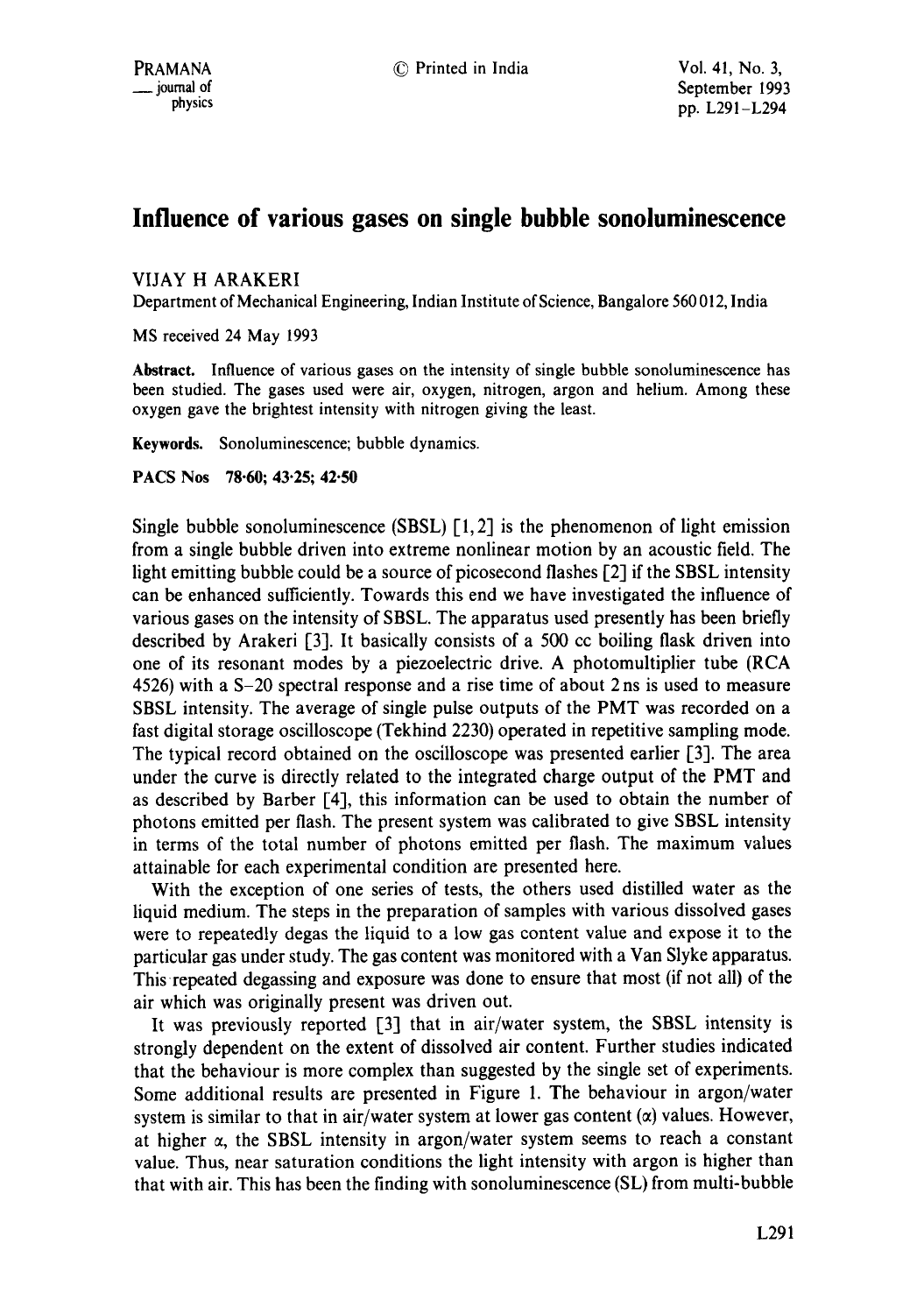# Influence of various gases on single bubble sonoluminescence

VIJAY H ARAKERI

Department of Mechanical Engineering, Indian Institute of Science, Bangalore 560 012, India

MS received 24 May 1993

**Abstract.** Influence of various gases on the intensity of single bubble sonoluminescence has been studied. The gases used were air, oxygen, nitrogen, argon and helium. Among these oxygen gave the brightest intensity with nitrogen giving the least.

**Keywords.** Sonoluminescence; bubble dynamics.

**PACS Nos 78·60; 43·25; 42·50**

Single bubble sonoluminescence (SBSL) [1,2] is the phenomenon of light emission from a single bubble driven into extreme nonlinear motion by an acoustic field. The light emitting bubble could be a source of picosecond flashes [2] if the SBSL intensity can be enhanced sufficiently. Towards this end we have investigated the influence of various gases on the intensity of SBSL. The apparatus used presently has been briefly described by Arakeri [3]. It basically consists of a 500 cc boiling flask driven into one of its resonant modes by a piezoelectric drive. A photomultiplier tube (RCA 4526) with a S–20 spectral response and a rise time of about 2 ns is used to measure SBSL intensity. The average of single pulse outputs of the PMT was recorded on a fast digital storage oscilloscope (Tekhind 2230) operated in repetitive sampling mode. The typical record obtained on the oscilloscope was presented earlier [3]. The area under the curve is directly related to the integrated charge output of the PMT and as described by Barber [4], this information can be used to obtain the number of photons emitted per flash. The present system was calibrated to give SBSL intensity in terms of the total number of photons emitted per flash. The maximum values attainable for each experimental condition are presented here.

With the exception of one series of tests, the others used distilled water as the liquid medium. The steps in the preparation of samples with various dissolved gases were to repeatedly degas the liquid to a low gas content value and expose it to the particular gas under study. The gas content was monitored with a Van Slyke apparatus. This repeated degassing and exposure was done to ensure that most (if not all) of the air which was originally present was driven out.

It was previously reported [3] that in air/water system, the SBSL intensity is strongly dependent on the extent of dissolved air content. Further studies indicated that the behaviour is more complex than suggested by the single set of experiments. Some additional results are presented in Figure 1. The behaviour in argon/water system is similar to that in air/water system at lower gas content ($\alpha$) values. However, at higher $\alpha$, the SBSL intensity in argon/water system seems to reach a constant value. Thus, near saturation conditions the light intensity with argon is higher than that with air. This has been the finding with sonoluminescence (SL) from multi-bubble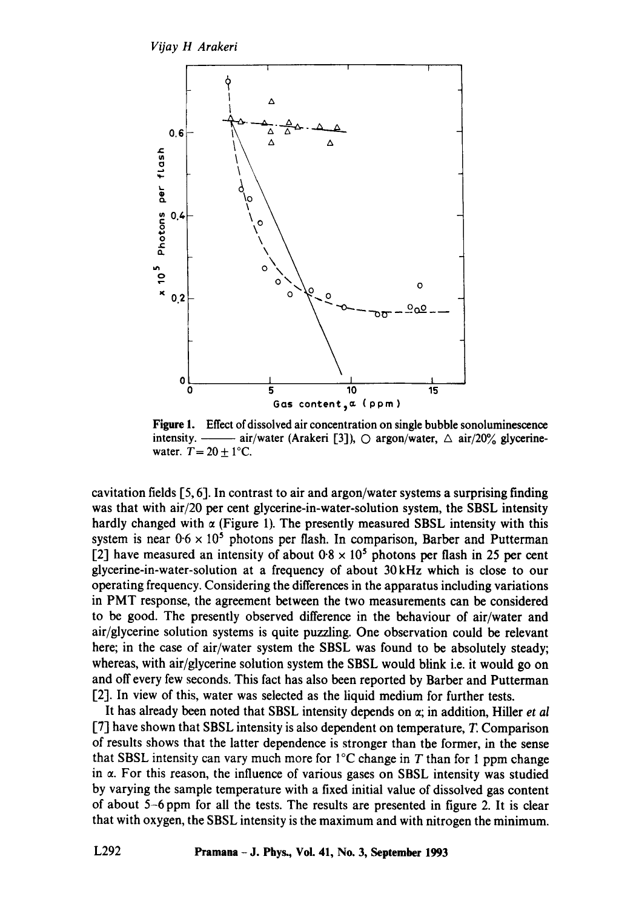**Figure 1.** Effect of dissolved air concentration on single bubble sonoluminescence intensity. ——— air/water (Arakeri [3]), ○ argon/water, △ air/20% glycerine-water. $T = 20 \pm 1°C$.

cavitation fields [5, 6]. In contrast to air and argon/water systems a surprising finding was that with air/20 per cent glycerine-in-water-solution system, the SBSL intensity hardly changed with $\alpha$ (Figure 1). The presently measured SBSL intensity with this system is near $0.6 \times 10^5$ photons per flash. In comparison, Barber and Putterman [2] have measured an intensity of about $0.8 \times 10^5$ photons per flash in 25 per cent glycerine-in-water-solution at a frequency of about 30 kHz which is close to our operating frequency. Considering the differences in the apparatus including variations in PMT response, the agreement between the two measurements can be considered to be good. The presently observed difference in the behaviour of air/water and air/glycerine solution systems is quite puzzling. One observation could be relevant here; in the case of air/water system the SBSL was found to be absolutely steady; whereas, with air/glycerine solution system the SBSL would blink i.e. it would go on and off every few seconds. This fact has also been reported by Barber and Putterman [2]. In view of this, water was selected as the liquid medium for further tests.

It has already been noted that SBSL intensity depends on $\alpha$; in addition, Hiller *et al* [7] have shown that SBSL intensity is also dependent on temperature, $T$. Comparison of results shows that the latter dependence is stronger than the former, in the sense that SBSL intensity can vary much more for 1°C change in $T$ than for 1 ppm change in $\alpha$. For this reason, the influence of various gases on SBSL intensity was studied by varying the sample temperature with a fixed initial value of dissolved gas content of about 5–6 ppm for all the tests. The results are presented in figure 2. It is clear that with oxygen, the SBSL intensity is the maximum and with nitrogen the minimum.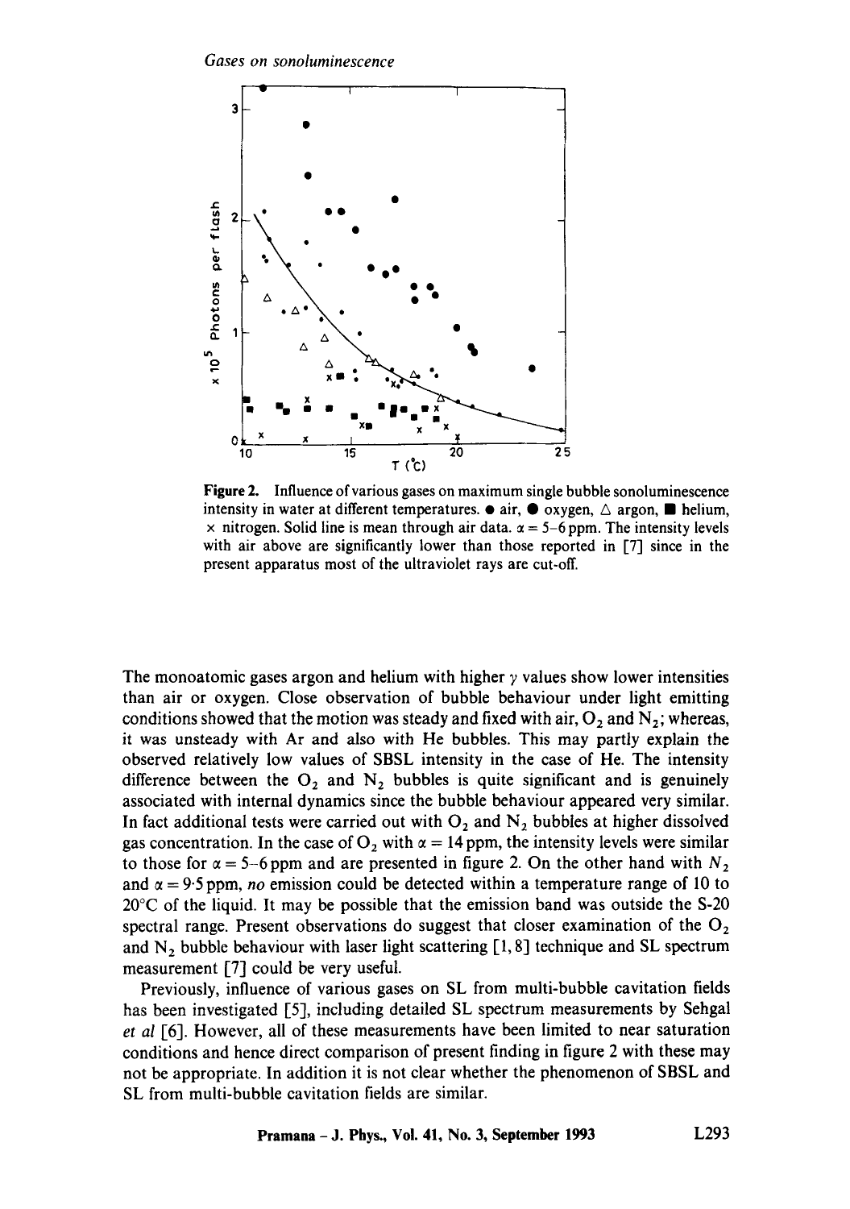Figure 2. Influence of various gases on maximum single bubble sonoluminescence intensity in water at different temperatures. • air, ● oxygen, △ argon, ■ helium, × nitrogen. Solid line is mean through air data. $\alpha = 5$–6 ppm. The intensity levels with air above are significantly lower than those reported in [7] since in the present apparatus most of the ultraviolet rays are cut-off.

The monoatomic gases argon and helium with higher $\gamma$ values show lower intensities than air or oxygen. Close observation of bubble behaviour under light emitting conditions showed that the motion was steady and fixed with air, $O_2$ and $N_2$; whereas, it was unsteady with Ar and also with He bubbles. This may partly explain the observed relatively low values of SBSL intensity in the case of He. The intensity difference between the $O_2$ and $N_2$ bubbles is quite significant and is genuinely associated with internal dynamics since the bubble behaviour appeared very similar. In fact additional tests were carried out with $O_2$ and $N_2$ bubbles at higher dissolved gas concentration. In the case of $O_2$ with $\alpha = 14$ ppm, the intensity levels were similar to those for $\alpha = 5$–6 ppm and are presented in figure 2. On the other hand with $N_2$ and $\alpha = 9{\cdot}5$ ppm, *no* emission could be detected within a temperature range of 10 to 20°C of the liquid. It may be possible that the emission band was outside the S-20 spectral range. Present observations do suggest that closer examination of the $O_2$ and $N_2$ bubble behaviour with laser light scattering [1, 8] technique and SL spectrum measurement [7] could be very useful.

Previously, influence of various gases on SL from multi-bubble cavitation fields has been investigated [5], including detailed SL spectrum measurements by Sehgal *et al* [6]. However, all of these measurements have been limited to near saturation conditions and hence direct comparison of present finding in figure 2 with these may not be appropriate. In addition it is not clear whether the phenomenon of SBSL and SL from multi-bubble cavitation fields are similar.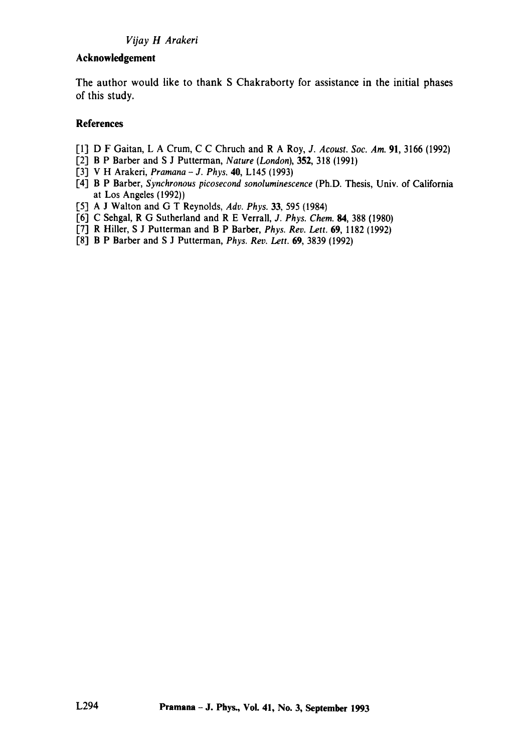## Acknowledgement

The author would like to thank S Chakraborty for assistance in the initial phases of this study.

## References

[1] D F Gaitan, L A Crum, C C Chruch and R A Roy, *J. Acoust. Soc. Am.* **91**, 3166 (1992)
[2] B P Barber and S J Putterman, *Nature (London)*, **352**, 318 (1991)
[3] V H Arakeri, *Pramana – J. Phys.* **40**, L145 (1993)
[4] B P Barber, *Synchronous picosecond sonoluminescence* (Ph.D. Thesis, Univ. of California at Los Angeles (1992))
[5] A J Walton and G T Reynolds, *Adv. Phys.* **33**, 595 (1984)
[6] C Sehgal, R G Sutherland and R E Verrall, *J. Phys. Chem.* **84**, 388 (1980)
[7] R Hiller, S J Putterman and B P Barber, *Phys. Rev. Lett.* **69**, 1182 (1992)
[8] B P Barber and S J Putterman, *Phys. Rev. Lett.* **69**, 3839 (1992)